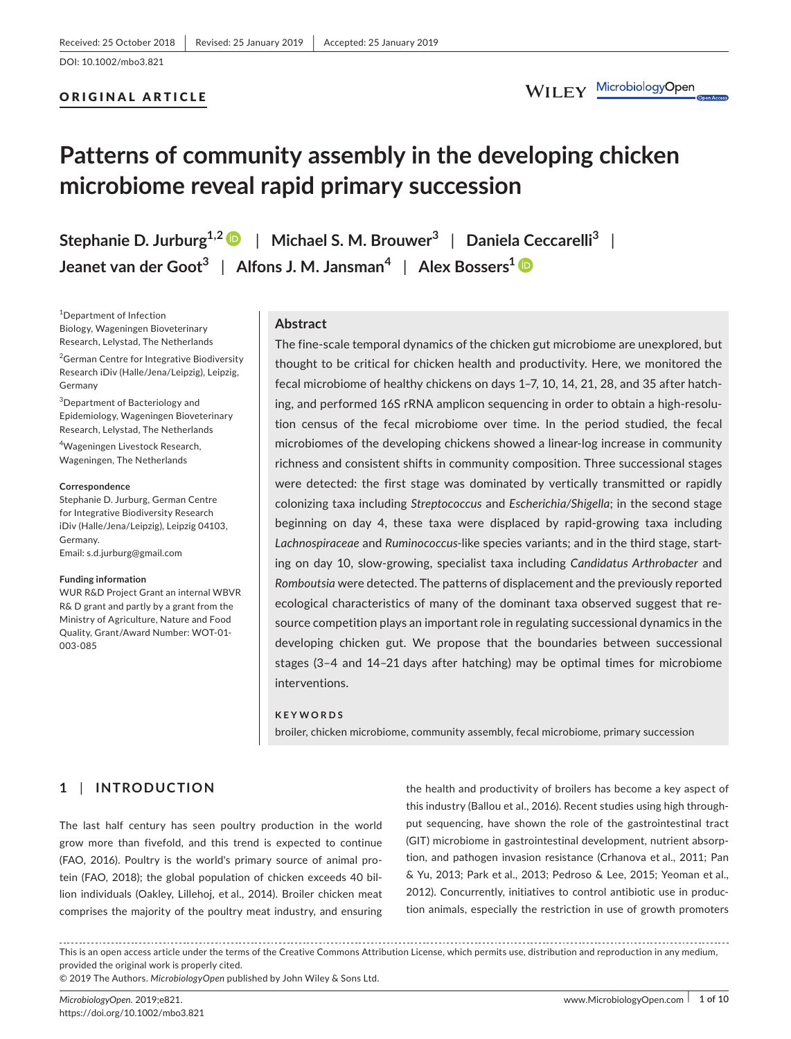Received: 25 October 2018 | Revised: 25 January 2019 | Accepted: 25 January 2019

DOI: 10.1002/mbo3.821

**ORIGINAL ARTICLE**

# Patterns of community assembly in the developing chicken microbiome reveal rapid primary succession

**Stephanie D. Jurburg[1,2] | Michael S. M. Brouwer[3] | Daniela Ceccarelli[3] | Jeanet van der Goot[3] | Alfons J. M. Jansman[4] | Alex Bossers[1]**

[1]Department of Infection Biology, Wageningen Bioveterinary Research, Lelystad, The Netherlands

[2]German Centre for Integrative Biodiversity Research iDiv (Halle/Jena/Leipzig), Leipzig, Germany

[3]Department of Bacteriology and Epidemiology, Wageningen Bioveterinary Research, Lelystad, The Netherlands

[4]Wageningen Livestock Research, Wageningen, The Netherlands

**Correspondence**
Stephanie D. Jurburg, German Centre for Integrative Biodiversity Research iDiv (Halle/Jena/Leipzig), Leipzig 04103, Germany.
Email: s.d.jurburg@gmail.com

**Funding information**
WUR R&D Project Grant an internal WBVR R& D grant and partly by a grant from the Ministry of Agriculture, Nature and Food Quality, Grant/Award Number: WOT-01-003-085

## Abstract

The fine-scale temporal dynamics of the chicken gut microbiome are unexplored, but thought to be critical for chicken health and productivity. Here, we monitored the fecal microbiome of healthy chickens on days 1–7, 10, 14, 21, 28, and 35 after hatching, and performed 16S rRNA amplicon sequencing in order to obtain a high-resolution census of the fecal microbiome over time. In the period studied, the fecal microbiomes of the developing chickens showed a linear-log increase in community richness and consistent shifts in community composition. Three successional stages were detected: the first stage was dominated by vertically transmitted or rapidly colonizing taxa including *Streptococcus* and *Escherichia/Shigella*; in the second stage beginning on day 4, these taxa were displaced by rapid-growing taxa including *Lachnospiraceae* and *Ruminococcus*-like species variants; and in the third stage, starting on day 10, slow-growing, specialist taxa including *Candidatus Arthrobacter* and *Romboutsia* were detected. The patterns of displacement and the previously reported ecological characteristics of many of the dominant taxa observed suggest that resource competition plays an important role in regulating successional dynamics in the developing chicken gut. We propose that the boundaries between successional stages (3–4 and 14–21 days after hatching) may be optimal times for microbiome interventions.

**KEYWORDS**

broiler, chicken microbiome, community assembly, fecal microbiome, primary succession

## 1 | INTRODUCTION

The last half century has seen poultry production in the world grow more than fivefold, and this trend is expected to continue (FAO, 2016). Poultry is the world's primary source of animal protein (FAO, 2018); the global population of chicken exceeds 40 billion individuals (Oakley, Lillehoj, et al., 2014). Broiler chicken meat comprises the majority of the poultry meat industry, and ensuring the health and productivity of broilers has become a key aspect of this industry (Ballou et al., 2016). Recent studies using high throughput sequencing, have shown the role of the gastrointestinal tract (GIT) microbiome in gastrointestinal development, nutrient absorption, and pathogen invasion resistance (Crhanova et al., 2011; Pan & Yu, 2013; Park et al., 2013; Pedroso & Lee, 2015; Yeoman et al., 2012). Concurrently, initiatives to control antibiotic use in production animals, especially the restriction in use of growth promoters

This is an open access article under the terms of the Creative Commons Attribution License, which permits use, distribution and reproduction in any medium, provided the original work is properly cited.
© 2019 The Authors. *MicrobiologyOpen* published by John Wiley & Sons Ltd.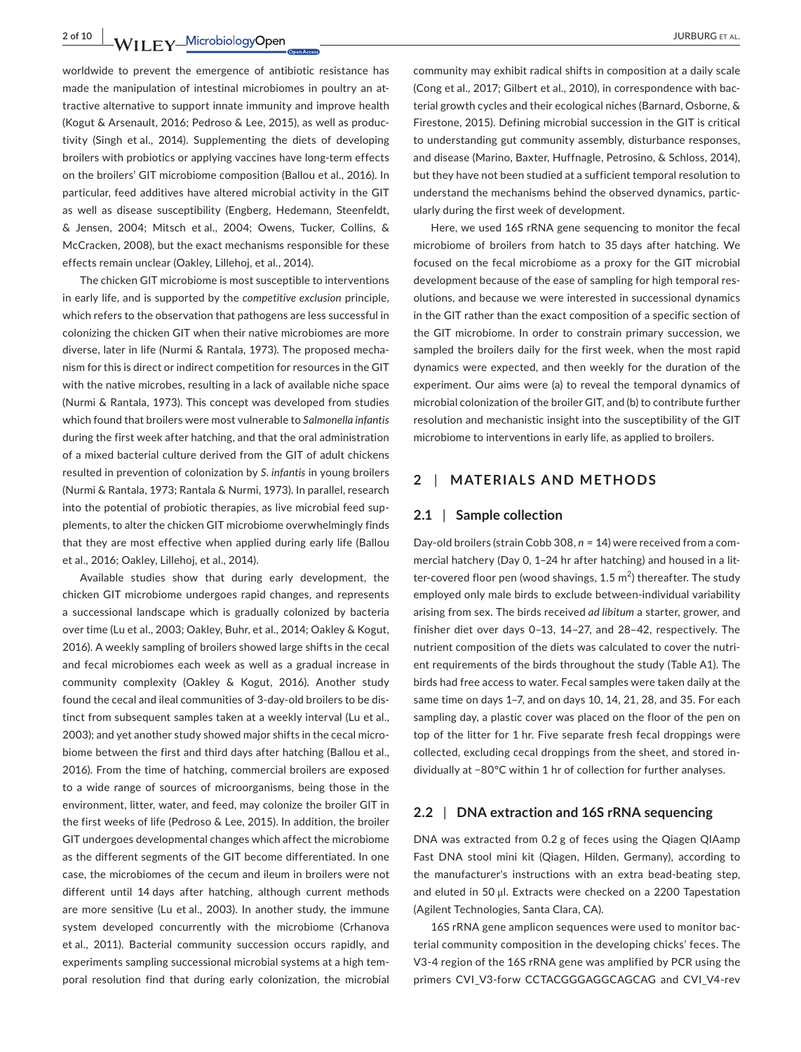worldwide to prevent the emergence of antibiotic resistance has made the manipulation of intestinal microbiomes in poultry an attractive alternative to support innate immunity and improve health (Kogut & Arsenault, 2016; Pedroso & Lee, 2015), as well as productivity (Singh et al., 2014). Supplementing the diets of developing broilers with probiotics or applying vaccines have long-term effects on the broilers' GIT microbiome composition (Ballou et al., 2016). In particular, feed additives have altered microbial activity in the GIT as well as disease susceptibility (Engberg, Hedemann, Steenfeldt, & Jensen, 2004; Mitsch et al., 2004; Owens, Tucker, Collins, & McCracken, 2008), but the exact mechanisms responsible for these effects remain unclear (Oakley, Lillehoj, et al., 2014).

The chicken GIT microbiome is most susceptible to interventions in early life, and is supported by the *competitive exclusion* principle, which refers to the observation that pathogens are less successful in colonizing the chicken GIT when their native microbiomes are more diverse, later in life (Nurmi & Rantala, 1973). The proposed mechanism for this is direct or indirect competition for resources in the GIT with the native microbes, resulting in a lack of available niche space (Nurmi & Rantala, 1973). This concept was developed from studies which found that broilers were most vulnerable to *Salmonella infantis* during the first week after hatching, and that the oral administration of a mixed bacterial culture derived from the GIT of adult chickens resulted in prevention of colonization by *S. infantis* in young broilers (Nurmi & Rantala, 1973; Rantala & Nurmi, 1973). In parallel, research into the potential of probiotic therapies, as live microbial feed supplements, to alter the chicken GIT microbiome overwhelmingly finds that they are most effective when applied during early life (Ballou et al., 2016; Oakley, Lillehoj, et al., 2014).

Available studies show that during early development, the chicken GIT microbiome undergoes rapid changes, and represents a successional landscape which is gradually colonized by bacteria over time (Lu et al., 2003; Oakley, Buhr, et al., 2014; Oakley & Kogut, 2016). A weekly sampling of broilers showed large shifts in the cecal and fecal microbiomes each week as well as a gradual increase in community complexity (Oakley & Kogut, 2016). Another study found the cecal and ileal communities of 3-day-old broilers to be distinct from subsequent samples taken at a weekly interval (Lu et al., 2003); and yet another study showed major shifts in the cecal microbiome between the first and third days after hatching (Ballou et al., 2016). From the time of hatching, commercial broilers are exposed to a wide range of sources of microorganisms, being those in the environment, litter, water, and feed, may colonize the broiler GIT in the first weeks of life (Pedroso & Lee, 2015). In addition, the broiler GIT undergoes developmental changes which affect the microbiome as the different segments of the GIT become differentiated. In one case, the microbiomes of the cecum and ileum in broilers were not different until 14 days after hatching, although current methods are more sensitive (Lu et al., 2003). In another study, the immune system developed concurrently with the microbiome (Crhanova et al., 2011). Bacterial community succession occurs rapidly, and experiments sampling successional microbial systems at a high temporal resolution find that during early colonization, the microbial community may exhibit radical shifts in composition at a daily scale (Cong et al., 2017; Gilbert et al., 2010), in correspondence with bacterial growth cycles and their ecological niches (Barnard, Osborne, & Firestone, 2015). Defining microbial succession in the GIT is critical to understanding gut community assembly, disturbance responses, and disease (Marino, Baxter, Huffnagle, Petrosino, & Schloss, 2014), but they have not been studied at a sufficient temporal resolution to understand the mechanisms behind the observed dynamics, particularly during the first week of development.

Here, we used 16S rRNA gene sequencing to monitor the fecal microbiome of broilers from hatch to 35 days after hatching. We focused on the fecal microbiome as a proxy for the GIT microbial development because of the ease of sampling for high temporal resolutions, and because we were interested in successional dynamics in the GIT rather than the exact composition of a specific section of the GIT microbiome. In order to constrain primary succession, we sampled the broilers daily for the first week, when the most rapid dynamics were expected, and then weekly for the duration of the experiment. Our aims were (a) to reveal the temporal dynamics of microbial colonization of the broiler GIT, and (b) to contribute further resolution and mechanistic insight into the susceptibility of the GIT microbiome to interventions in early life, as applied to broilers.

## 2 | MATERIALS AND METHODS

### 2.1 | Sample collection

Day-old broilers (strain Cobb 308, $n = 14$) were received from a commercial hatchery (Day 0, 1–24 hr after hatching) and housed in a litter-covered floor pen (wood shavings, 1.5 $m^2$) thereafter. The study employed only male birds to exclude between-individual variability arising from sex. The birds received *ad libitum* a starter, grower, and finisher diet over days 0–13, 14–27, and 28–42, respectively. The nutrient composition of the diets was calculated to cover the nutrient requirements of the birds throughout the study (Table A1). The birds had free access to water. Fecal samples were taken daily at the same time on days 1–7, and on days 10, 14, 21, 28, and 35. For each sampling day, a plastic cover was placed on the floor of the pen on top of the litter for 1 hr. Five separate fresh fecal droppings were collected, excluding cecal droppings from the sheet, and stored individually at −80°C within 1 hr of collection for further analyses.

### 2.2 | DNA extraction and 16S rRNA sequencing

DNA was extracted from 0.2 g of feces using the Qiagen QIAamp Fast DNA stool mini kit (Qiagen, Hilden, Germany), according to the manufacturer's instructions with an extra bead-beating step, and eluted in 50 μl. Extracts were checked on a 2200 Tapestation (Agilent Technologies, Santa Clara, CA).

16S rRNA gene amplicon sequences were used to monitor bacterial community composition in the developing chicks' feces. The V3-4 region of the 16S rRNA gene was amplified by PCR using the primers CVI_V3-forw CCTACGGGAGGCAGCAG and CVI_V4-rev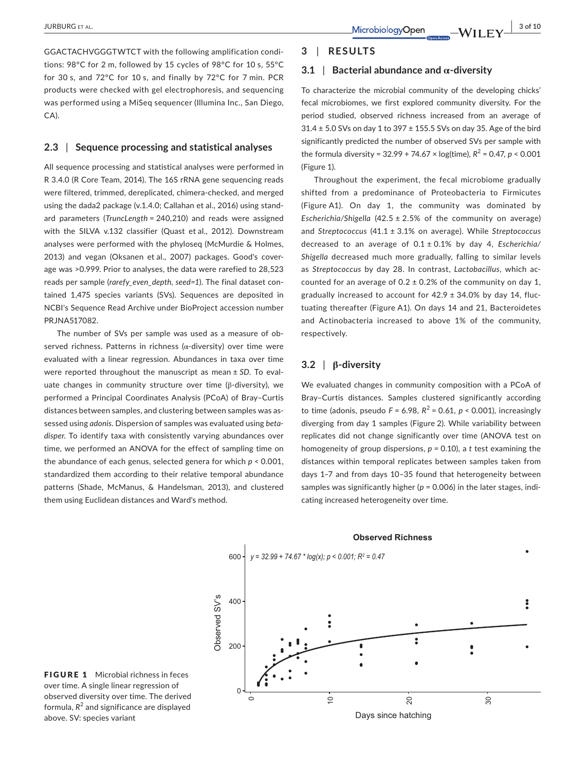GGACTACHVGGGTWTCT with the following amplification conditions: 98°C for 2 m, followed by 15 cycles of 98°C for 10 s, 55°C for 30 s, and 72°C for 10 s, and finally by 72°C for 7 min. PCR products were checked with gel electrophoresis, and sequencing was performed using a MiSeq sequencer (Illumina Inc., San Diego, CA).

### 2.3 | Sequence processing and statistical analyses

All sequence processing and statistical analyses were performed in R 3.4.0 (R Core Team, 2014). The 16S rRNA gene sequencing reads were filtered, trimmed, dereplicated, chimera-checked, and merged using the dada2 package (v.1.4.0; Callahan et al., 2016) using standard parameters (*TruncLength* = 240,210) and reads were assigned with the SILVA v.132 classifier (Quast et al., 2012). Downstream analyses were performed with the phyloseq (McMurdie & Holmes, 2013) and vegan (Oksanen et al., 2007) packages. Good's coverage was >0.999. Prior to analyses, the data were rarefied to 28,523 reads per sample (*rarefy_even_depth*, *seed=1*). The final dataset contained 1,475 species variants (SVs). Sequences are deposited in NCBI's Sequence Read Archive under BioProject accession number PRJNA517082.

The number of SVs per sample was used as a measure of observed richness. Patterns in richness (α-diversity) over time were evaluated with a linear regression. Abundances in taxa over time were reported throughout the manuscript as mean ± *SD*. To evaluate changes in community structure over time (β-diversity), we performed a Principal Coordinates Analysis (PCoA) of Bray–Curtis distances between samples, and clustering between samples was assessed using *adonis*. Dispersion of samples was evaluated using *betadisper*. To identify taxa with consistently varying abundances over time, we performed an ANOVA for the effect of sampling time on the abundance of each genus, selected genera for which $p < 0.001$, standardized them according to their relative temporal abundance patterns (Shade, McManus, & Handelsman, 2013), and clustered them using Euclidean distances and Ward's method.

## 3 | RESULTS

### 3.1 | Bacterial abundance and α-diversity

To characterize the microbial community of the developing chicks' fecal microbiomes, we first explored community diversity. For the period studied, observed richness increased from an average of 31.4 ± 5.0 SVs on day 1 to 397 ± 155.5 SVs on day 35. Age of the bird significantly predicted the number of observed SVs per sample with the formula diversity = 32.99 + 74.67 × log(time), $R^2 = 0.47$, $p < 0.001$ (Figure 1).

Throughout the experiment, the fecal microbiome gradually shifted from a predominance of Proteobacteria to Firmicutes (Figure A1). On day 1, the community was dominated by *Escherichia/Shigella* (42.5 ± 2.5% of the community on average) and *Streptococcus* (41.1 ± 3.1% on average). While *Streptococcus* decreased to an average of 0.1 ± 0.1% by day 4, *Escherichia/Shigella* decreased much more gradually, falling to similar levels as *Streptococcus* by day 28. In contrast, *Lactobacillus*, which accounted for an average of 0.2 ± 0.2% of the community on day 1, gradually increased to account for 42.9 ± 34.0% by day 14, fluctuating thereafter (Figure A1). On days 14 and 21, Bacteroidetes and Actinobacteria increased to above 1% of the community, respectively.

### 3.2 | β-diversity

We evaluated changes in community composition with a PCoA of Bray–Curtis distances. Samples clustered significantly according to time (adonis, pseudo $F = 6.98$, $R^2 = 0.61$, $p < 0.001$), increasingly diverging from day 1 samples (Figure 2). While variability between replicates did not change significantly over time (ANOVA test on homogeneity of group dispersions, $p = 0.10$), a *t* test examining the distances within temporal replicates between samples taken from days 1–7 and from days 10–35 found that heterogeneity between samples was significantly higher ($p = 0.006$) in the later stages, indicating increased heterogeneity over time.

**FIGURE 1** Microbial richness in feces over time. A single linear regression of observed diversity over time. The derived formula, $R^2$ and significance are displayed above. SV: species variant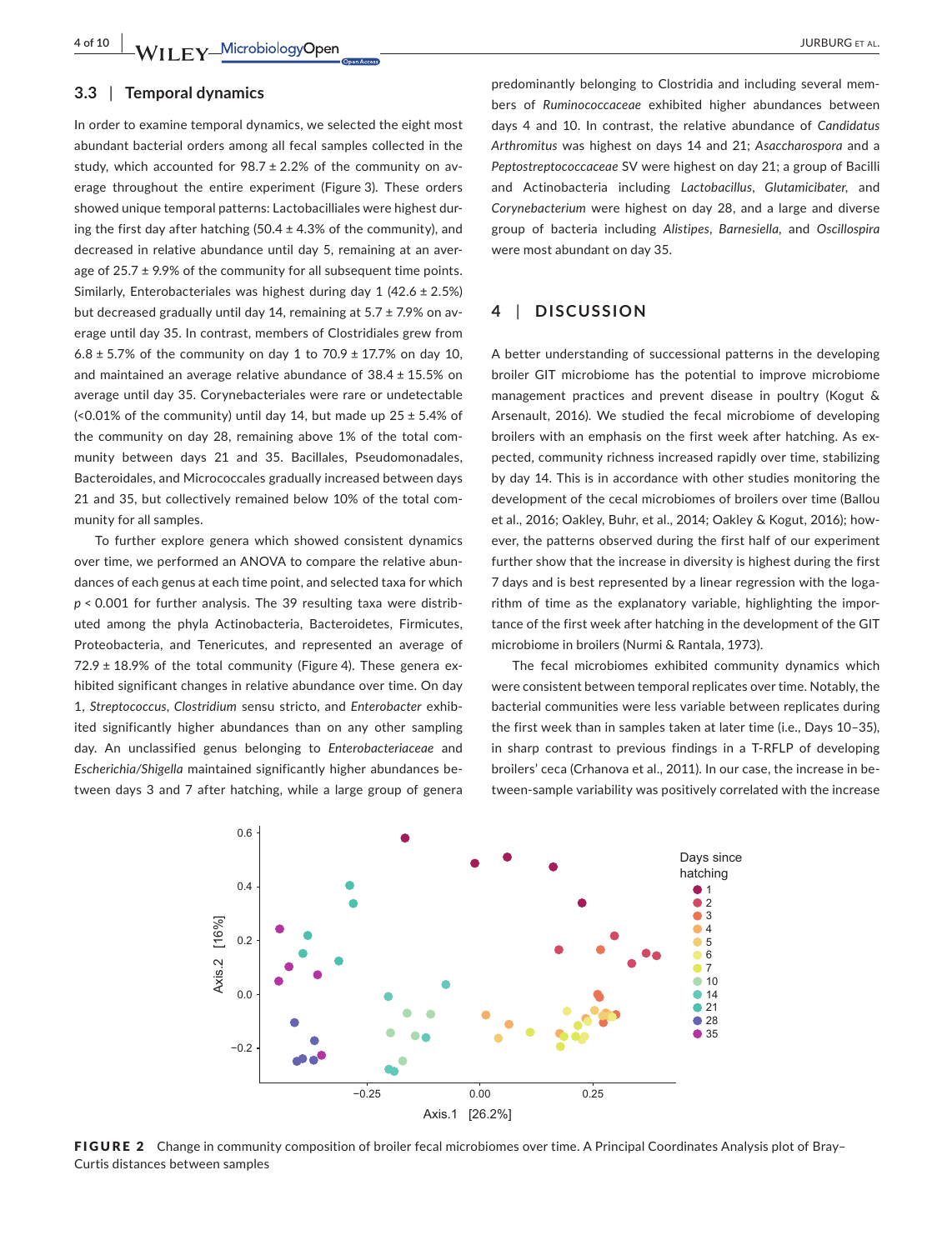### 3.3 | Temporal dynamics

In order to examine temporal dynamics, we selected the eight most abundant bacterial orders among all fecal samples collected in the study, which accounted for 98.7 ± 2.2% of the community on average throughout the entire experiment (Figure 3). These orders showed unique temporal patterns: Lactobacilliales were highest during the first day after hatching (50.4 ± 4.3% of the community), and decreased in relative abundance until day 5, remaining at an average of 25.7 ± 9.9% of the community for all subsequent time points. Similarly, Enterobacteriales was highest during day 1 (42.6 ± 2.5%) but decreased gradually until day 14, remaining at 5.7 ± 7.9% on average until day 35. In contrast, members of Clostridiales grew from 6.8 ± 5.7% of the community on day 1 to 70.9 ± 17.7% on day 10, and maintained an average relative abundance of 38.4 ± 15.5% on average until day 35. Corynebacteriales were rare or undetectable (<0.01% of the community) until day 14, but made up 25 ± 5.4% of the community on day 28, remaining above 1% of the total community between days 21 and 35. Bacillales, Pseudomonadales, Bacteroidales, and Micrococcales gradually increased between days 21 and 35, but collectively remained below 10% of the total community for all samples.

To further explore genera which showed consistent dynamics over time, we performed an ANOVA to compare the relative abundances of each genus at each time point, and selected taxa for which $p < 0.001$ for further analysis. The 39 resulting taxa were distributed among the phyla Actinobacteria, Bacteroidetes, Firmicutes, Proteobacteria, and Tenericutes, and represented an average of 72.9 ± 18.9% of the total community (Figure 4). These genera exhibited significant changes in relative abundance over time. On day 1, *Streptococcus*, *Clostridium* sensu stricto, and *Enterobacter* exhibited significantly higher abundances than on any other sampling day. An unclassified genus belonging to *Enterobacteriaceae* and *Escherichia/Shigella* maintained significantly higher abundances between days 3 and 7 after hatching, while a large group of genera predominantly belonging to Clostridia and including several members of *Ruminococcaceae* exhibited higher abundances between days 4 and 10. In contrast, the relative abundance of *Candidatus Arthromitus* was highest on days 14 and 21; *Asaccharospora* and a *Peptostreptococcaceae* SV were highest on day 21; a group of Bacilli and Actinobacteria including *Lactobacillus*, *Glutamicibater*, and *Corynebacterium* were highest on day 28, and a large and diverse group of bacteria including *Alistipes*, *Barnesiella*, and *Oscillospira* were most abundant on day 35.

## 4 | DISCUSSION

A better understanding of successional patterns in the developing broiler GIT microbiome has the potential to improve microbiome management practices and prevent disease in poultry (Kogut & Arsenault, 2016). We studied the fecal microbiome of developing broilers with an emphasis on the first week after hatching. As expected, community richness increased rapidly over time, stabilizing by day 14. This is in accordance with other studies monitoring the development of the cecal microbiomes of broilers over time (Ballou et al., 2016; Oakley, Buhr, et al., 2014; Oakley & Kogut, 2016); however, the patterns observed during the first half of our experiment further show that the increase in diversity is highest during the first 7 days and is best represented by a linear regression with the logarithm of time as the explanatory variable, highlighting the importance of the first week after hatching in the development of the GIT microbiome in broilers (Nurmi & Rantala, 1973).

The fecal microbiomes exhibited community dynamics which were consistent between temporal replicates over time. Notably, the bacterial communities were less variable between replicates during the first week than in samples taken at later time (i.e., Days 10–35), in sharp contrast to previous findings in a T-RFLP of developing broilers' ceca (Crhanova et al., 2011). In our case, the increase in between-sample variability was positively correlated with the increase

**FIGURE 2** Change in community composition of broiler fecal microbiomes over time. A Principal Coordinates Analysis plot of Bray–Curtis distances between samples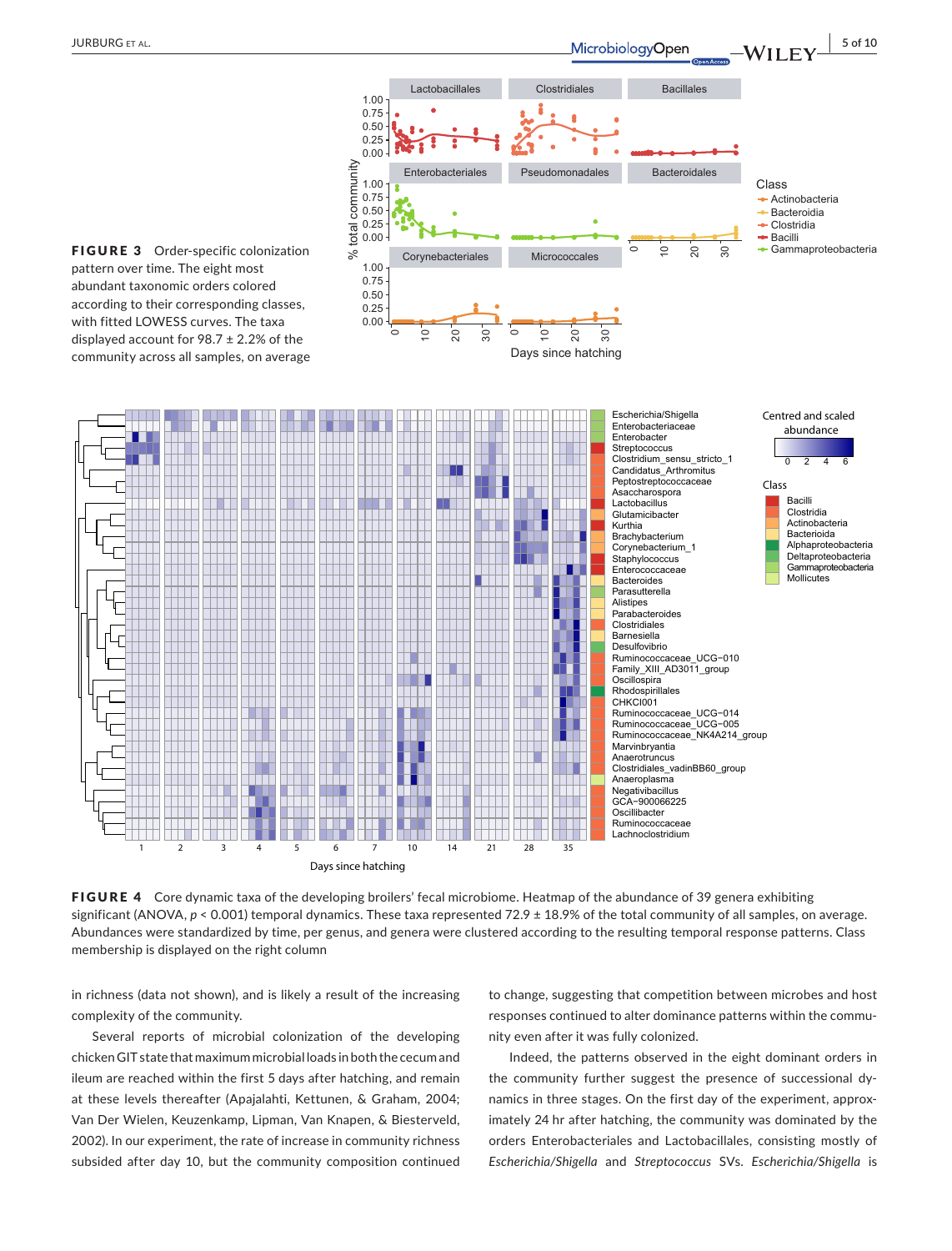**FIGURE 3** Order-specific colonization pattern over time. The eight most abundant taxonomic orders colored according to their corresponding classes, with fitted LOWESS curves. The taxa displayed account for 98.7 ± 2.2% of the community across all samples, on average

**FIGURE 4** Core dynamic taxa of the developing broilers' fecal microbiome. Heatmap of the abundance of 39 genera exhibiting significant (ANOVA, $p < 0.001$) temporal dynamics. These taxa represented 72.9 ± 18.9% of the total community of all samples, on average. Abundances were standardized by time, per genus, and genera were clustered according to the resulting temporal response patterns. Class membership is displayed on the right column

in richness (data not shown), and is likely a result of the increasing complexity of the community.

Several reports of microbial colonization of the developing chicken GIT state that maximum microbial loads in both the cecum and ileum are reached within the first 5 days after hatching, and remain at these levels thereafter (Apajalahti, Kettunen, & Graham, 2004; Van Der Wielen, Keuzenkamp, Lipman, Van Knapen, & Biesterveld, 2002). In our experiment, the rate of increase in community richness subsided after day 10, but the community composition continued to change, suggesting that competition between microbes and host responses continued to alter dominance patterns within the community even after it was fully colonized.

Indeed, the patterns observed in the eight dominant orders in the community further suggest the presence of successional dynamics in three stages. On the first day of the experiment, approximately 24 hr after hatching, the community was dominated by the orders Enterobacteriales and Lactobacillales, consisting mostly of *Escherichia/Shigella* and *Streptococcus* SVs. *Escherichia/Shigella* is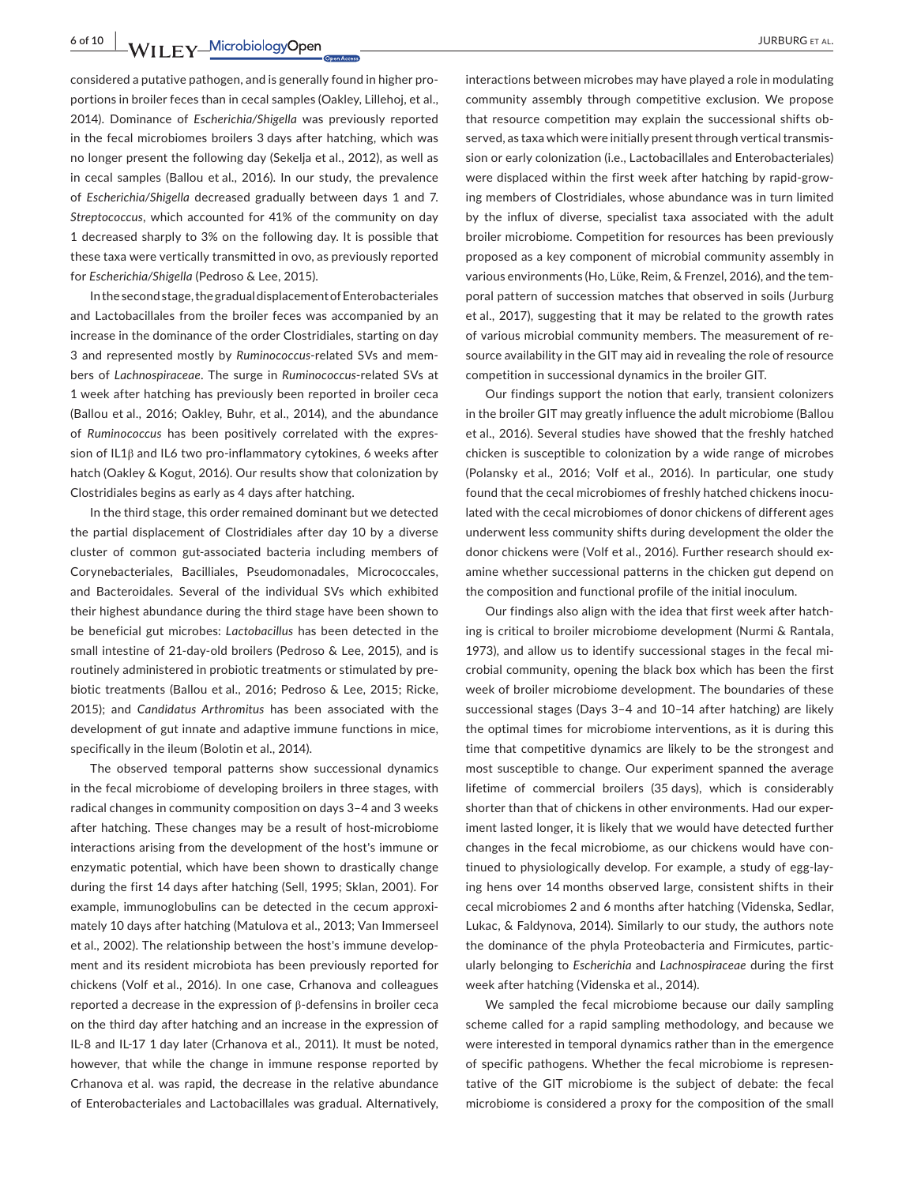considered a putative pathogen, and is generally found in higher proportions in broiler feces than in cecal samples (Oakley, Lillehoj, et al., 2014). Dominance of *Escherichia/Shigella* was previously reported in the fecal microbiomes broilers 3 days after hatching, which was no longer present the following day (Sekelja et al., 2012), as well as in cecal samples (Ballou et al., 2016). In our study, the prevalence of *Escherichia/Shigella* decreased gradually between days 1 and 7. *Streptococcus*, which accounted for 41% of the community on day 1 decreased sharply to 3% on the following day. It is possible that these taxa were vertically transmitted in ovo, as previously reported for *Escherichia/Shigella* (Pedroso & Lee, 2015).

In the second stage, the gradual displacement of Enterobacteriales and Lactobacillales from the broiler feces was accompanied by an increase in the dominance of the order Clostridiales, starting on day 3 and represented mostly by *Ruminococcus*-related SVs and members of *Lachnospiraceae*. The surge in *Ruminococcus*-related SVs at 1 week after hatching has previously been reported in broiler ceca (Ballou et al., 2016; Oakley, Buhr, et al., 2014), and the abundance of *Ruminococcus* has been positively correlated with the expression of IL1β and IL6 two pro-inflammatory cytokines, 6 weeks after hatch (Oakley & Kogut, 2016). Our results show that colonization by Clostridiales begins as early as 4 days after hatching.

In the third stage, this order remained dominant but we detected the partial displacement of Clostridiales after day 10 by a diverse cluster of common gut-associated bacteria including members of Corynebacteriales, Bacilliales, Pseudomonadales, Micrococcales, and Bacteroidales. Several of the individual SVs which exhibited their highest abundance during the third stage have been shown to be beneficial gut microbes: *Lactobacillus* has been detected in the small intestine of 21-day-old broilers (Pedroso & Lee, 2015), and is routinely administered in probiotic treatments or stimulated by prebiotic treatments (Ballou et al., 2016; Pedroso & Lee, 2015; Ricke, 2015); and *Candidatus Arthromitus* has been associated with the development of gut innate and adaptive immune functions in mice, specifically in the ileum (Bolotin et al., 2014).

The observed temporal patterns show successional dynamics in the fecal microbiome of developing broilers in three stages, with radical changes in community composition on days 3–4 and 3 weeks after hatching. These changes may be a result of host-microbiome interactions arising from the development of the host's immune or enzymatic potential, which have been shown to drastically change during the first 14 days after hatching (Sell, 1995; Sklan, 2001). For example, immunoglobulins can be detected in the cecum approximately 10 days after hatching (Matulova et al., 2013; Van Immerseel et al., 2002). The relationship between the host's immune development and its resident microbiota has been previously reported for chickens (Volf et al., 2016). In one case, Crhanova and colleagues reported a decrease in the expression of β-defensins in broiler ceca on the third day after hatching and an increase in the expression of IL-8 and IL-17 1 day later (Crhanova et al., 2011). It must be noted, however, that while the change in immune response reported by Crhanova et al. was rapid, the decrease in the relative abundance of Enterobacteriales and Lactobacillales was gradual. Alternatively, interactions between microbes may have played a role in modulating community assembly through competitive exclusion. We propose that resource competition may explain the successional shifts observed, as taxa which were initially present through vertical transmission or early colonization (i.e., Lactobacillales and Enterobacteriales) were displaced within the first week after hatching by rapid-growing members of Clostridiales, whose abundance was in turn limited by the influx of diverse, specialist taxa associated with the adult broiler microbiome. Competition for resources has been previously proposed as a key component of microbial community assembly in various environments (Ho, Lüke, Reim, & Frenzel, 2016), and the temporal pattern of succession matches that observed in soils (Jurburg et al., 2017), suggesting that it may be related to the growth rates of various microbial community members. The measurement of resource availability in the GIT may aid in revealing the role of resource competition in successional dynamics in the broiler GIT.

Our findings support the notion that early, transient colonizers in the broiler GIT may greatly influence the adult microbiome (Ballou et al., 2016). Several studies have showed that the freshly hatched chicken is susceptible to colonization by a wide range of microbes (Polansky et al., 2016; Volf et al., 2016). In particular, one study found that the cecal microbiomes of freshly hatched chickens inoculated with the cecal microbiomes of donor chickens of different ages underwent less community shifts during development the older the donor chickens were (Volf et al., 2016). Further research should examine whether successional patterns in the chicken gut depend on the composition and functional profile of the initial inoculum.

Our findings also align with the idea that first week after hatching is critical to broiler microbiome development (Nurmi & Rantala, 1973), and allow us to identify successional stages in the fecal microbial community, opening the black box which has been the first week of broiler microbiome development. The boundaries of these successional stages (Days 3–4 and 10–14 after hatching) are likely the optimal times for microbiome interventions, as it is during this time that competitive dynamics are likely to be the strongest and most susceptible to change. Our experiment spanned the average lifetime of commercial broilers (35 days), which is considerably shorter than that of chickens in other environments. Had our experiment lasted longer, it is likely that we would have detected further changes in the fecal microbiome, as our chickens would have continued to physiologically develop. For example, a study of egg-laying hens over 14 months observed large, consistent shifts in their cecal microbiomes 2 and 6 months after hatching (Videnska, Sedlar, Lukac, & Faldynova, 2014). Similarly to our study, the authors note the dominance of the phyla Proteobacteria and Firmicutes, particularly belonging to *Escherichia* and *Lachnospiraceae* during the first week after hatching (Videnska et al., 2014).

We sampled the fecal microbiome because our daily sampling scheme called for a rapid sampling methodology, and because we were interested in temporal dynamics rather than in the emergence of specific pathogens. Whether the fecal microbiome is representative of the GIT microbiome is the subject of debate: the fecal microbiome is considered a proxy for the composition of the small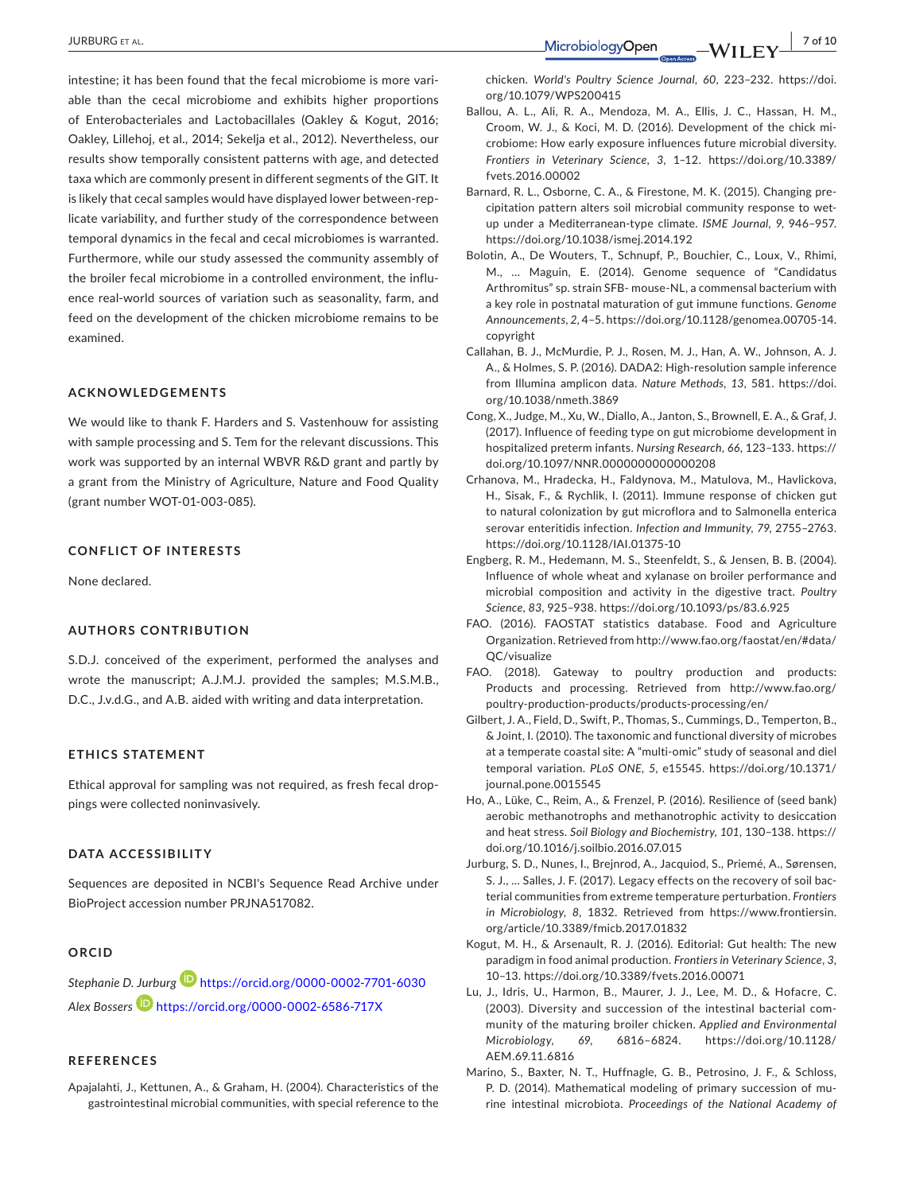intestine; it has been found that the fecal microbiome is more variable than the cecal microbiome and exhibits higher proportions of Enterobacteriales and Lactobacillales (Oakley & Kogut, 2016; Oakley, Lillehoj, et al., 2014; Sekelja et al., 2012). Nevertheless, our results show temporally consistent patterns with age, and detected taxa which are commonly present in different segments of the GIT. It is likely that cecal samples would have displayed lower between-replicate variability, and further study of the correspondence between temporal dynamics in the fecal and cecal microbiomes is warranted. Furthermore, while our study assessed the community assembly of the broiler fecal microbiome in a controlled environment, the influence real-world sources of variation such as seasonality, farm, and feed on the development of the chicken microbiome remains to be examined.

## ACKNOWLEDGEMENTS

We would like to thank F. Harders and S. Vastenhouw for assisting with sample processing and S. Tem for the relevant discussions. This work was supported by an internal WBVR R&D grant and partly by a grant from the Ministry of Agriculture, Nature and Food Quality (grant number WOT-01-003-085).

## CONFLICT OF INTERESTS

None declared.

## AUTHORS CONTRIBUTION

S.D.J. conceived of the experiment, performed the analyses and wrote the manuscript; A.J.M.J. provided the samples; M.S.M.B., D.C., J.v.d.G., and A.B. aided with writing and data interpretation.

## ETHICS STATEMENT

Ethical approval for sampling was not required, as fresh fecal droppings were collected noninvasively.

## DATA ACCESSIBILITY

Sequences are deposited in NCBI's Sequence Read Archive under BioProject accession number PRJNA517082.

## ORCID

*Stephanie D. Jurburg* https://orcid.org/0000-0002-7701-6030

*Alex Bossers* https://orcid.org/0000-0002-6586-717X

## REFERENCES

Apajalahti, J., Kettunen, A., & Graham, H. (2004). Characteristics of the gastrointestinal microbial communities, with special reference to the chicken. *World's Poultry Science Journal*, *60*, 223–232. https://doi.org/10.1079/WPS200415

Ballou, A. L., Ali, R. A., Mendoza, M. A., Ellis, J. C., Hassan, H. M., Croom, W. J., & Koci, M. D. (2016). Development of the chick microbiome: How early exposure influences future microbial diversity. *Frontiers in Veterinary Science*, *3*, 1–12. https://doi.org/10.3389/fvets.2016.00002

Barnard, R. L., Osborne, C. A., & Firestone, M. K. (2015). Changing precipitation pattern alters soil microbial community response to wet-up under a Mediterranean-type climate. *ISME Journal*, *9*, 946–957. https://doi.org/10.1038/ismej.2014.192

Bolotin, A., De Wouters, T., Schnupf, P., Bouchier, C., Loux, V., Rhimi, M., … Maguin, E. (2014). Genome sequence of "Candidatus Arthromitus" sp. strain SFB- mouse-NL, a commensal bacterium with a key role in postnatal maturation of gut immune functions. *Genome Announcements*, *2*, 4–5. https://doi.org/10.1128/genomea.00705-14. copyright

Callahan, B. J., McMurdie, P. J., Rosen, M. J., Han, A. W., Johnson, A. J. A., & Holmes, S. P. (2016). DADA2: High-resolution sample inference from Illumina amplicon data. *Nature Methods*, *13*, 581. https://doi.org/10.1038/nmeth.3869

Cong, X., Judge, M., Xu, W., Diallo, A., Janton, S., Brownell, E. A., & Graf, J. (2017). Influence of feeding type on gut microbiome development in hospitalized preterm infants. *Nursing Research*, *66*, 123–133. https://doi.org/10.1097/NNR.0000000000000208

Crhanova, M., Hradecka, H., Faldynova, M., Matulova, M., Havlickova, H., Sisak, F., & Rychlik, I. (2011). Immune response of chicken gut to natural colonization by gut microflora and to Salmonella enterica serovar enteritidis infection. *Infection and Immunity*, *79*, 2755–2763. https://doi.org/10.1128/IAI.01375-10

Engberg, R. M., Hedemann, M. S., Steenfeldt, S., & Jensen, B. B. (2004). Influence of whole wheat and xylanase on broiler performance and microbial composition and activity in the digestive tract. *Poultry Science*, *83*, 925–938. https://doi.org/10.1093/ps/83.6.925

FAO. (2016). FAOSTAT statistics database. Food and Agriculture Organization. Retrieved from http://www.fao.org/faostat/en/#data/QC/visualize

FAO. (2018). Gateway to poultry production and products: Products and processing. Retrieved from http://www.fao.org/poultry-production-products/products-processing/en/

Gilbert, J. A., Field, D., Swift, P., Thomas, S., Cummings, D., Temperton, B., & Joint, I. (2010). The taxonomic and functional diversity of microbes at a temperate coastal site: A "multi-omic" study of seasonal and diel temporal variation. *PLoS ONE*, *5*, e15545. https://doi.org/10.1371/journal.pone.0015545

Ho, A., Lüke, C., Reim, A., & Frenzel, P. (2016). Resilience of (seed bank) aerobic methanotrophs and methanotrophic activity to desiccation and heat stress. *Soil Biology and Biochemistry*, *101*, 130–138. https://doi.org/10.1016/j.soilbio.2016.07.015

Jurburg, S. D., Nunes, I., Brejnrod, A., Jacquiod, S., Priemé, A., Sørensen, S. J., … Salles, J. F. (2017). Legacy effects on the recovery of soil bacterial communities from extreme temperature perturbation. *Frontiers in Microbiology*, *8*, 1832. Retrieved from https://www.frontiersin.org/article/10.3389/fmicb.2017.01832

Kogut, M. H., & Arsenault, R. J. (2016). Editorial: Gut health: The new paradigm in food animal production. *Frontiers in Veterinary Science*, *3*, 10–13. https://doi.org/10.3389/fvets.2016.00071

Lu, J., Idris, U., Harmon, B., Maurer, J. J., Lee, M. D., & Hofacre, C. (2003). Diversity and succession of the intestinal bacterial community of the maturing broiler chicken. *Applied and Environmental Microbiology*, *69*, 6816–6824. https://doi.org/10.1128/AEM.69.11.6816

Marino, S., Baxter, N. T., Huffnagle, G. B., Petrosino, J. F., & Schloss, P. D. (2014). Mathematical modeling of primary succession of murine intestinal microbiota. *Proceedings of the National Academy of*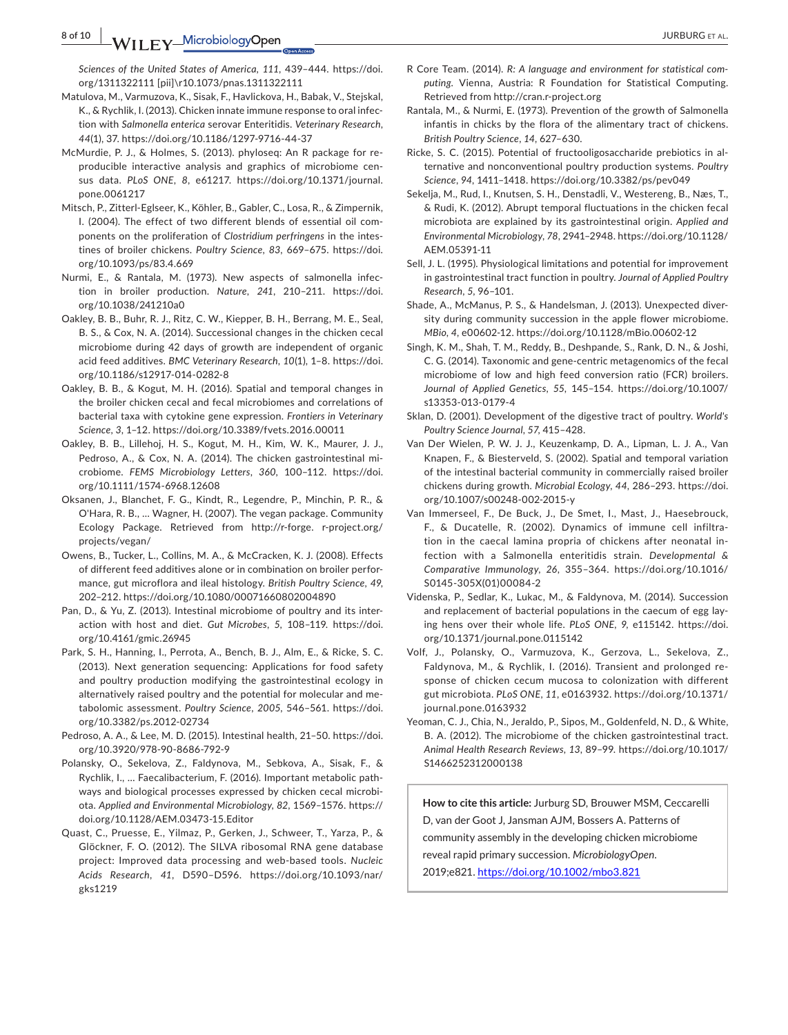*Sciences of the United States of America*, *111*, 439–444. https://doi.org/1311322111 [pii]\r10.1073/pnas.1311322111

Matulova, M., Varmuzova, K., Sisak, F., Havlickova, H., Babak, V., Stejskal, K., & Rychlik, I. (2013). Chicken innate immune response to oral infection with *Salmonella enterica* serovar Enteritidis. *Veterinary Research*, *44*(1), 37. https://doi.org/10.1186/1297-9716-44-37

McMurdie, P. J., & Holmes, S. (2013). phyloseq: An R package for reproducible interactive analysis and graphics of microbiome census data. *PLoS ONE*, *8*, e61217. https://doi.org/10.1371/journal.pone.0061217

Mitsch, P., Zitterl-Eglseer, K., Köhler, B., Gabler, C., Losa, R., & Zimpernik, I. (2004). The effect of two different blends of essential oil components on the proliferation of *Clostridium perfringens* in the intestines of broiler chickens. *Poultry Science*, *83*, 669–675. https://doi.org/10.1093/ps/83.4.669

Nurmi, E., & Rantala, M. (1973). New aspects of salmonella infection in broiler production. *Nature*, *241*, 210–211. https://doi.org/10.1038/241210a0

Oakley, B. B., Buhr, R. J., Ritz, C. W., Kiepper, B. H., Berrang, M. E., Seal, B. S., & Cox, N. A. (2014). Successional changes in the chicken cecal microbiome during 42 days of growth are independent of organic acid feed additives. *BMC Veterinary Research*, *10*(1), 1–8. https://doi.org/10.1186/s12917-014-0282-8

Oakley, B. B., & Kogut, M. H. (2016). Spatial and temporal changes in the broiler chicken cecal and fecal microbiomes and correlations of bacterial taxa with cytokine gene expression. *Frontiers in Veterinary Science*, *3*, 1–12. https://doi.org/10.3389/fvets.2016.00011

Oakley, B. B., Lillehoj, H. S., Kogut, M. H., Kim, W. K., Maurer, J. J., Pedroso, A., & Cox, N. A. (2014). The chicken gastrointestinal microbiome. *FEMS Microbiology Letters*, *360*, 100–112. https://doi.org/10.1111/1574-6968.12608

Oksanen, J., Blanchet, F. G., Kindt, R., Legendre, P., Minchin, P. R., & O'Hara, R. B., … Wagner, H. (2007). The vegan package. Community Ecology Package. Retrieved from http://r-forge. r-project.org/projects/vegan/

Owens, B., Tucker, L., Collins, M. A., & McCracken, K. J. (2008). Effects of different feed additives alone or in combination on broiler performance, gut microflora and ileal histology. *British Poultry Science*, *49*, 202–212. https://doi.org/10.1080/00071660802004890

Pan, D., & Yu, Z. (2013). Intestinal microbiome of poultry and its interaction with host and diet. *Gut Microbes*, *5*, 108–119. https://doi.org/10.4161/gmic.26945

Park, S. H., Hanning, I., Perrota, A., Bench, B. J., Alm, E., & Ricke, S. C. (2013). Next generation sequencing: Applications for food safety and poultry production modifying the gastrointestinal ecology in alternatively raised poultry and the potential for molecular and metabolomic assessment. *Poultry Science*, *2005*, 546–561. https://doi.org/10.3382/ps.2012-02734

Pedroso, A. A., & Lee, M. D. (2015). Intestinal health, 21–50. https://doi.org/10.3920/978-90-8686-792-9

Polansky, O., Sekelova, Z., Faldynova, M., Sebkova, A., Sisak, F., & Rychlik, I., … Faecalibacterium, F. (2016). Important metabolic pathways and biological processes expressed by chicken cecal microbiota. *Applied and Environmental Microbiology*, *82*, 1569–1576. https://doi.org/10.1128/AEM.03473-15.Editor

Quast, C., Pruesse, E., Yilmaz, P., Gerken, J., Schweer, T., Yarza, P., & Glöckner, F. O. (2012). The SILVA ribosomal RNA gene database project: Improved data processing and web-based tools. *Nucleic Acids Research*, *41*, D590–D596. https://doi.org/10.1093/nar/gks1219

R Core Team. (2014). *R: A language and environment for statistical computing*. Vienna, Austria: R Foundation for Statistical Computing. Retrieved from http://cran.r-project.org

Rantala, M., & Nurmi, E. (1973). Prevention of the growth of Salmonella infantis in chicks by the flora of the alimentary tract of chickens. *British Poultry Science*, *14*, 627–630.

Ricke, S. C. (2015). Potential of fructooligosaccharide prebiotics in alternative and nonconventional poultry production systems. *Poultry Science*, *94*, 1411–1418. https://doi.org/10.3382/ps/pev049

Sekelja, M., Rud, I., Knutsen, S. H., Denstadli, V., Westereng, B., Næs, T., & Rudi, K. (2012). Abrupt temporal fluctuations in the chicken fecal microbiota are explained by its gastrointestinal origin. *Applied and Environmental Microbiology*, *78*, 2941–2948. https://doi.org/10.1128/AEM.05391-11

Sell, J. L. (1995). Physiological limitations and potential for improvement in gastrointestinal tract function in poultry. *Journal of Applied Poultry Research*, *5*, 96–101.

Shade, A., McManus, P. S., & Handelsman, J. (2013). Unexpected diversity during community succession in the apple flower microbiome. *MBio*, *4*, e00602-12. https://doi.org/10.1128/mBio.00602-12

Singh, K. M., Shah, T. M., Reddy, B., Deshpande, S., Rank, D. N., & Joshi, C. G. (2014). Taxonomic and gene-centric metagenomics of the fecal microbiome of low and high feed conversion ratio (FCR) broilers. *Journal of Applied Genetics*, *55*, 145–154. https://doi.org/10.1007/s13353-013-0179-4

Sklan, D. (2001). Development of the digestive tract of poultry. *World's Poultry Science Journal*, *57*, 415–428.

Van Der Wielen, P. W. J. J., Keuzenkamp, D. A., Lipman, L. J. A., Van Knapen, F., & Biesterveld, S. (2002). Spatial and temporal variation of the intestinal bacterial community in commercially raised broiler chickens during growth. *Microbial Ecology*, *44*, 286–293. https://doi.org/10.1007/s00248-002-2015-y

Van Immerseel, F., De Buck, J., De Smet, I., Mast, J., Haesebrouck, F., & Ducatelle, R. (2002). Dynamics of immune cell infiltration in the caecal lamina propria of chickens after neonatal infection with a Salmonella enteritidis strain. *Developmental & Comparative Immunology*, *26*, 355–364. https://doi.org/10.1016/S0145-305X(01)00084-2

Videnska, P., Sedlar, K., Lukac, M., & Faldynova, M. (2014). Succession and replacement of bacterial populations in the caecum of egg laying hens over their whole life. *PLoS ONE*, *9*, e115142. https://doi.org/10.1371/journal.pone.0115142

Volf, J., Polansky, O., Varmuzova, K., Gerzova, L., Sekelova, Z., Faldynova, M., & Rychlik, I. (2016). Transient and prolonged response of chicken cecum mucosa to colonization with different gut microbiota. *PLoS ONE*, *11*, e0163932. https://doi.org/10.1371/journal.pone.0163932

Yeoman, C. J., Chia, N., Jeraldo, P., Sipos, M., Goldenfeld, N. D., & White, B. A. (2012). The microbiome of the chicken gastrointestinal tract. *Animal Health Research Reviews*, *13*, 89–99. https://doi.org/10.1017/S1466252312000138

**How to cite this article:** Jurburg SD, Brouwer MSM, Ceccarelli D, van der Goot J, Jansman AJM, Bossers A. Patterns of community assembly in the developing chicken microbiome reveal rapid primary succession. *MicrobiologyOpen*. 2019;e821. https://doi.org/10.1002/mbo3.821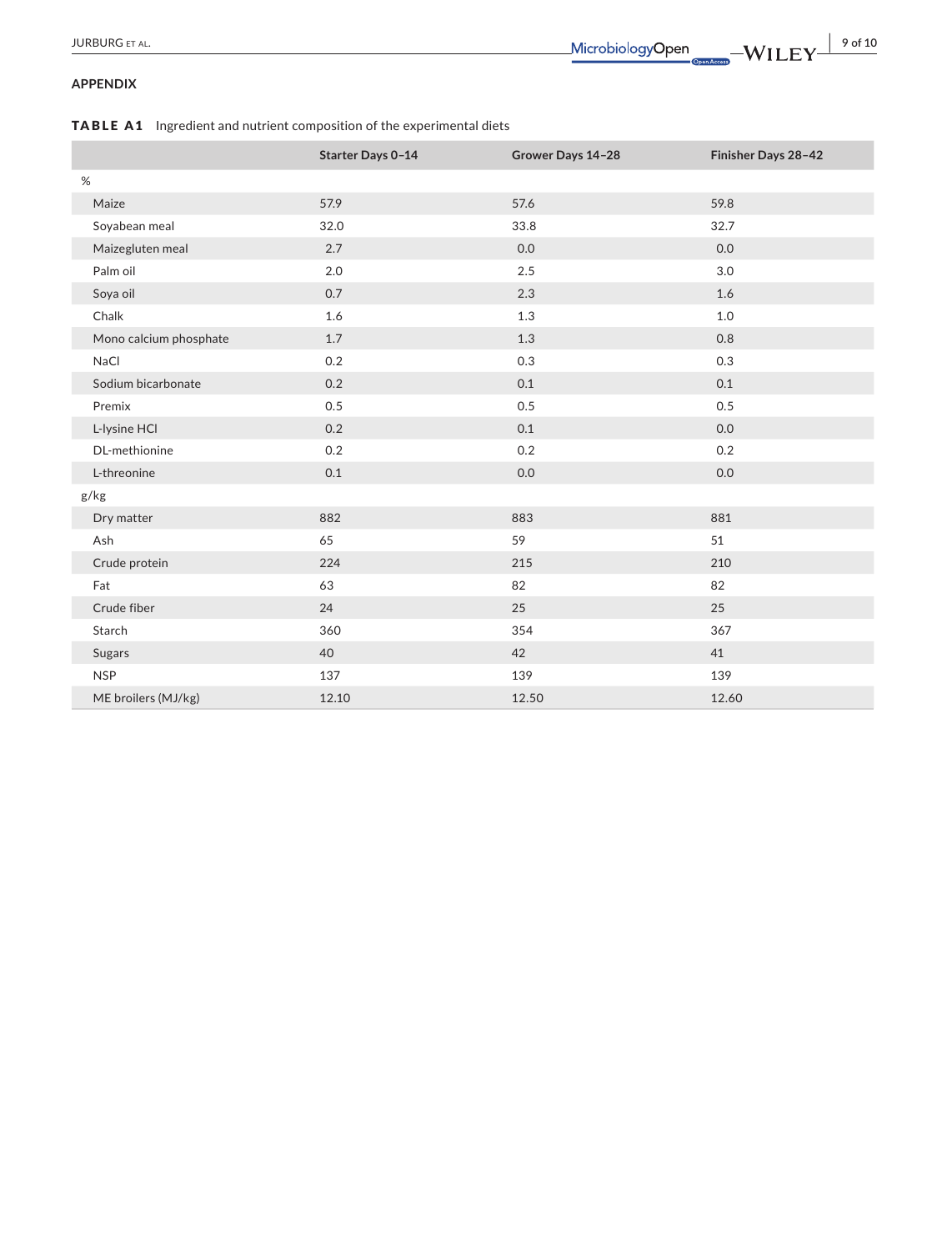## APPENDIX

**TABLE A1** Ingredient and nutrient composition of the experimental diets

| | Starter Days 0–14 | Grower Days 14–28 | Finisher Days 28–42 |
|---|---|---|---|
| % | | | |
| Maize | 57.9 | 57.6 | 59.8 |
| Soyabean meal | 32.0 | 33.8 | 32.7 |
| Maizegluten meal | 2.7 | 0.0 | 0.0 |
| Palm oil | 2.0 | 2.5 | 3.0 |
| Soya oil | 0.7 | 2.3 | 1.6 |
| Chalk | 1.6 | 1.3 | 1.0 |
| Mono calcium phosphate | 1.7 | 1.3 | 0.8 |
| NaCl | 0.2 | 0.3 | 0.3 |
| Sodium bicarbonate | 0.2 | 0.1 | 0.1 |
| Premix | 0.5 | 0.5 | 0.5 |
| L-lysine HCl | 0.2 | 0.1 | 0.0 |
| DL-methionine | 0.2 | 0.2 | 0.2 |
| L-threonine | 0.1 | 0.0 | 0.0 |
| g/kg | | | |
| Dry matter | 882 | 883 | 881 |
| Ash | 65 | 59 | 51 |
| Crude protein | 224 | 215 | 210 |
| Fat | 63 | 82 | 82 |
| Crude fiber | 24 | 25 | 25 |
| Starch | 360 | 354 | 367 |
| Sugars | 40 | 42 | 41 |
| NSP | 137 | 139 | 139 |
| ME broilers (MJ/kg) | 12.10 | 12.50 | 12.60 |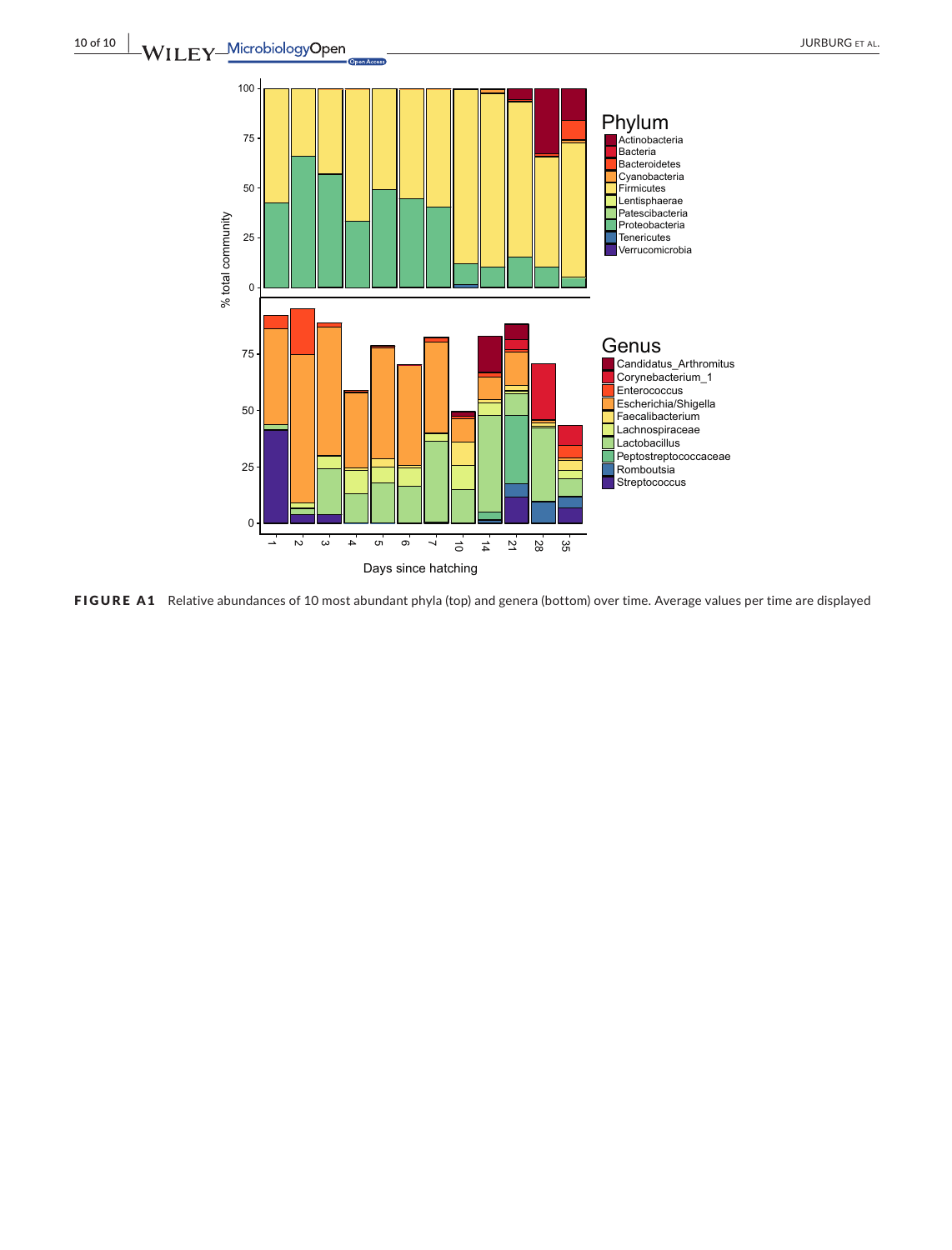100
75
50
25
0
% total community

Phylum
Actinobacteria
Bacteria
Bacteroidetes
Cyanobacteria
Firmicutes
Lentisphaerae
Patescibacteria
Proteobacteria
Tenericutes
Verrucomicrobia

75
50
25
0

Genus
Candidatus_Arthromitus
Corynebacterium_1
Enterococcus
Escherichia/Shigella
Faecalibacterium
Lachnospiraceae
Lactobacillus
Peptostreptococcaceae
Romboutsia
Streptococcus

1 2 3 4 5 6 7 10 14 21 28 35
Days since hatching

**FIGURE A1** Relative abundances of 10 most abundant phyla (top) and genera (bottom) over time. Average values per time are displayed